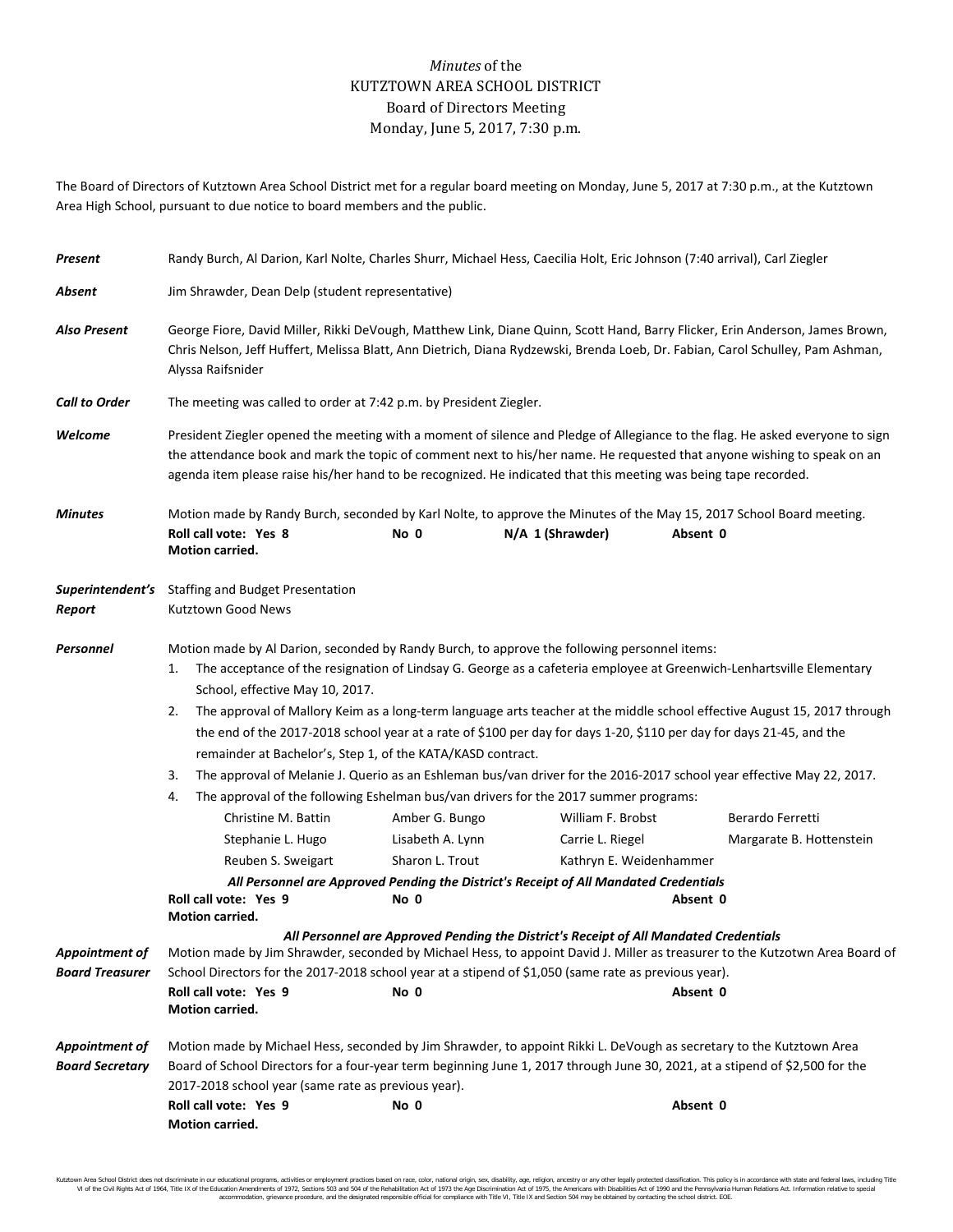*Minutes* of the
KUTZTOWN AREA SCHOOL DISTRICT
Board of Directors Meeting
Monday, June 5, 2017, 7:30 p.m.

The Board of Directors of Kutztown Area School District met for a regular board meeting on Monday, June 5, 2017 at 7:30 p.m., at the Kutztown Area High School, pursuant to due notice to board members and the public.

***Present*** Randy Burch, Al Darion, Karl Nolte, Charles Shurr, Michael Hess, Caecilia Holt, Eric Johnson (7:40 arrival), Carl Ziegler

***Absent*** Jim Shrawder, Dean Delp (student representative)

***Also Present*** George Fiore, David Miller, Rikki DeVough, Matthew Link, Diane Quinn, Scott Hand, Barry Flicker, Erin Anderson, James Brown, Chris Nelson, Jeff Huffert, Melissa Blatt, Ann Dietrich, Diana Rydzewski, Brenda Loeb, Dr. Fabian, Carol Schulley, Pam Ashman, Alyssa Raifsnider

***Call to Order*** The meeting was called to order at 7:42 p.m. by President Ziegler.

***Welcome*** President Ziegler opened the meeting with a moment of silence and Pledge of Allegiance to the flag. He asked everyone to sign the attendance book and mark the topic of comment next to his/her name. He requested that anyone wishing to speak on an agenda item please raise his/her hand to be recognized. He indicated that this meeting was being tape recorded.

***Minutes*** Motion made by Randy Burch, seconded by Karl Nolte, to approve the Minutes of the May 15, 2017 School Board meeting.
**Roll call vote: Yes 8** **No 0** **N/A 1 (Shrawder)** **Absent 0**
**Motion carried.**

***Superintendent's Report*** Staffing and Budget Presentation
Kutztown Good News

***Personnel*** Motion made by Al Darion, seconded by Randy Burch, to approve the following personnel items:

1. The acceptance of the resignation of Lindsay G. George as a cafeteria employee at Greenwich-Lenhartsville Elementary School, effective May 10, 2017.
2. The approval of Mallory Keim as a long-term language arts teacher at the middle school effective August 15, 2017 through the end of the 2017-2018 school year at a rate of $100 per day for days 1-20, $110 per day for days 21-45, and the remainder at Bachelor's, Step 1, of the KATA/KASD contract.
3. The approval of Melanie J. Querio as an Eshleman bus/van driver for the 2016-2017 school year effective May 22, 2017.
4. The approval of the following Eshelman bus/van drivers for the 2017 summer programs:

| | | | |
|---|---|---|---|
| Christine M. Battin | Amber G. Bungo | William F. Brobst | Berardo Ferretti |
| Stephanie L. Hugo | Lisabeth A. Lynn | Carrie L. Riegel | Margarate B. Hottenstein |
| Reuben S. Sweigart | Sharon L. Trout | Kathryn E. Weidenhammer | |

***All Personnel are Approved Pending the District's Receipt of All Mandated Credentials***
**Roll call vote: Yes 9** **No 0** **Absent 0**
**Motion carried.**

***All Personnel are Approved Pending the District's Receipt of All Mandated Credentials***

***Appointment of Board Treasurer*** Motion made by Jim Shrawder, seconded by Michael Hess, to appoint David J. Miller as treasurer to the Kutzotwn Area Board of School Directors for the 2017-2018 school year at a stipend of $1,050 (same rate as previous year).
**Roll call vote: Yes 9** **No 0** **Absent 0**
**Motion carried.**

***Appointment of Board Secretary*** Motion made by Michael Hess, seconded by Jim Shrawder, to appoint Rikki L. DeVough as secretary to the Kutztown Area Board of School Directors for a four-year term beginning June 1, 2017 through June 30, 2021, at a stipend of $2,500 for the 2017-2018 school year (same rate as previous year).
**Roll call vote: Yes 9** **No 0** **Absent 0**
**Motion carried.**

Kutztown Area School District does not discriminate in our educational programs, activities or employment practices based on race, color, national origin, sex, disability, age, religion, ancestry or any other legally protected classification. This policy is in accordance with state and federal laws, including Title VI of the Civil Rights Act of 1964, Title IX of the Education Amendments of 1972, Sections 503 and 504 of the Rehabilitation Act of 1973 the Age Discrimination Act of 1975, the Americans with Disabilities Act of 1990 and the Pennsylvania Human Relations Act. Information relative to special accommodation, grievance procedure, and the designated responsible official for compliance with Title VI, Title IX and Section 504 may be obtained by contacting the school district. EOE.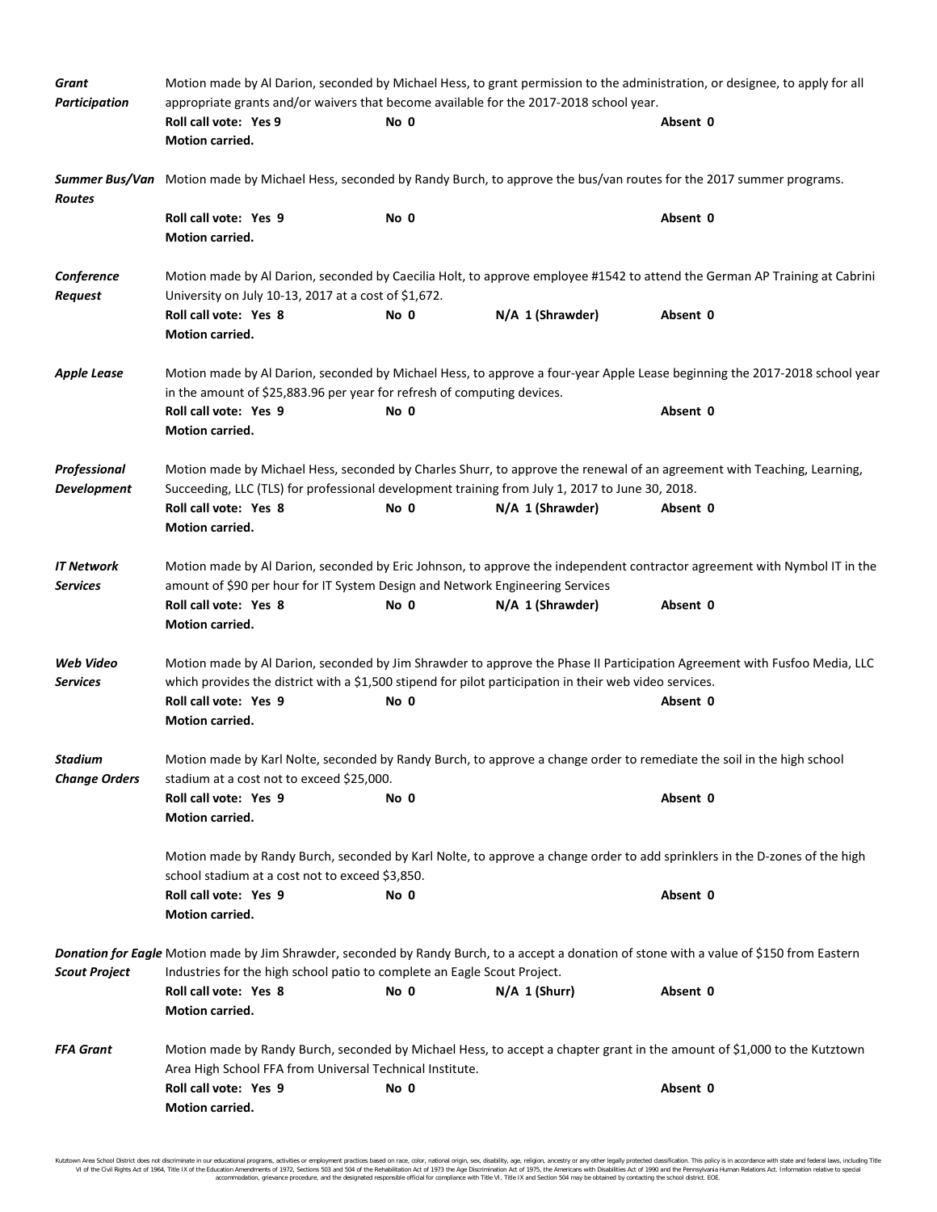***Grant Participation*** Motion made by Al Darion, seconded by Michael Hess, to grant permission to the administration, or designee, to apply for all appropriate grants and/or waivers that become available for the 2017-2018 school year.

**Roll call vote: Yes 9** **No 0** **Absent 0**
**Motion carried.**

***Summer Bus/Van Routes*** Motion made by Michael Hess, seconded by Randy Burch, to approve the bus/van routes for the 2017 summer programs.

**Roll call vote: Yes 9** **No 0** **Absent 0**
**Motion carried.**

***Conference Request*** Motion made by Al Darion, seconded by Caecilia Holt, to approve employee #1542 to attend the German AP Training at Cabrini University on July 10-13, 2017 at a cost of $1,672.

**Roll call vote: Yes 8** **No 0** **N/A 1 (Shrawder)** **Absent 0**
**Motion carried.**

***Apple Lease*** Motion made by Al Darion, seconded by Michael Hess, to approve a four-year Apple Lease beginning the 2017-2018 school year in the amount of $25,883.96 per year for refresh of computing devices.

**Roll call vote: Yes 9** **No 0** **Absent 0**
**Motion carried.**

***Professional Development*** Motion made by Michael Hess, seconded by Charles Shurr, to approve the renewal of an agreement with Teaching, Learning, Succeeding, LLC (TLS) for professional development training from July 1, 2017 to June 30, 2018.

**Roll call vote: Yes 8** **No 0** **N/A 1 (Shrawder)** **Absent 0**
**Motion carried.**

***IT Network Services*** Motion made by Al Darion, seconded by Eric Johnson, to approve the independent contractor agreement with Nymbol IT in the amount of $90 per hour for IT System Design and Network Engineering Services

**Roll call vote: Yes 8** **No 0** **N/A 1 (Shrawder)** **Absent 0**
**Motion carried.**

***Web Video Services*** Motion made by Al Darion, seconded by Jim Shrawder to approve the Phase II Participation Agreement with Fusfoo Media, LLC which provides the district with a $1,500 stipend for pilot participation in their web video services.

**Roll call vote: Yes 9** **No 0** **Absent 0**
**Motion carried.**

***Stadium Change Orders*** Motion made by Karl Nolte, seconded by Randy Burch, to approve a change order to remediate the soil in the high school stadium at a cost not to exceed $25,000.

**Roll call vote: Yes 9** **No 0** **Absent 0**
**Motion carried.**

Motion made by Randy Burch, seconded by Karl Nolte, to approve a change order to add sprinklers in the D-zones of the high school stadium at a cost not to exceed $3,850.

**Roll call vote: Yes 9** **No 0** **Absent 0**
**Motion carried.**

***Donation for Eagle Scout Project*** Motion made by Jim Shrawder, seconded by Randy Burch, to a accept a donation of stone with a value of $150 from Eastern Industries for the high school patio to complete an Eagle Scout Project.

**Roll call vote: Yes 8** **No 0** **N/A 1 (Shurr)** **Absent 0**
**Motion carried.**

***FFA Grant*** Motion made by Randy Burch, seconded by Michael Hess, to accept a chapter grant in the amount of $1,000 to the Kutztown Area High School FFA from Universal Technical Institute.

**Roll call vote: Yes 9** **No 0** **Absent 0**
**Motion carried.**

Kutztown Area School District does not discriminate in our educational programs, activities or employment practices based on race, color, national origin, sex, disability, age, religion, ancestry or any other legally protected classification. This policy is in accordance with state and federal laws, including Title VI of the Civil Rights Act of 1964, Title IX of the Education Amendments of 1972, Sections 503 and 504 of the Rehabilitation Act of 1973 the Age Discrimination Act of 1975, the Americans with Disabilities Act of 1990 and the Pennsylvania Human Relations Act. Information relative to special accommodation, grievance procedure, and the designated responsible official for compliance with Title VI, Title IX and Section 504 may be obtained by contacting the school district. EOE.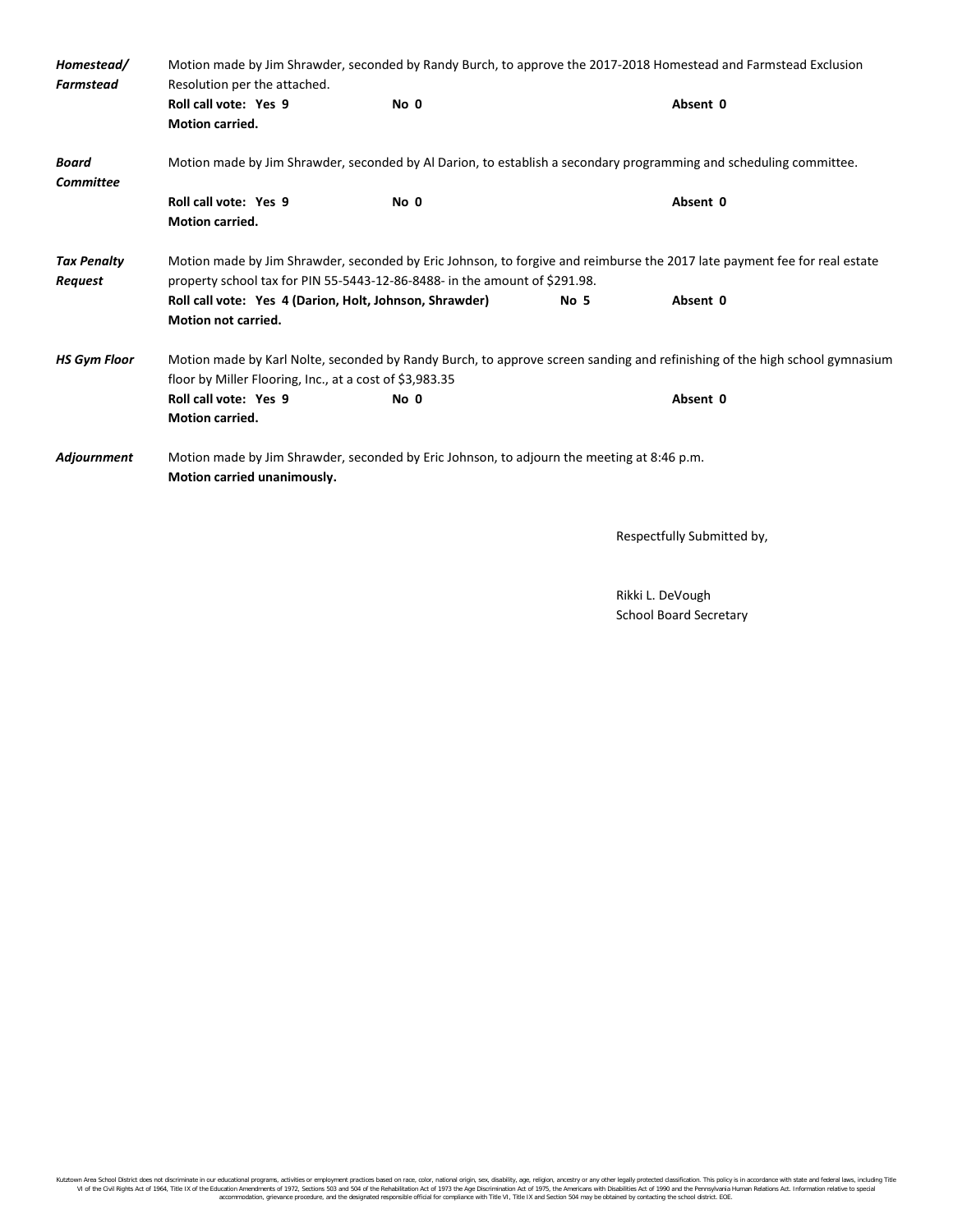| | | | |
|---|---|---|---|
| ***Homestead/ Farmstead*** | Motion made by Jim Shrawder, seconded by Randy Burch, to approve the 2017-2018 Homestead and Farmstead Exclusion Resolution per the attached. | | |
| | **Roll call vote: Yes 9** | **No 0** | **Absent 0** |
| | **Motion carried.** | | |
| ***Board Committee*** | Motion made by Jim Shrawder, seconded by Al Darion, to establish a secondary programming and scheduling committee. | | |
| | **Roll call vote: Yes 9** | **No 0** | **Absent 0** |
| | **Motion carried.** | | |
| ***Tax Penalty Request*** | Motion made by Jim Shrawder, seconded by Eric Johnson, to forgive and reimburse the 2017 late payment fee for real estate property school tax for PIN 55-5443-12-86-8488- in the amount of $291.98. | | |
| | **Roll call vote: Yes 4 (Darion, Holt, Johnson, Shrawder)** | **No 5** | **Absent 0** |
| | **Motion not carried.** | | |
| ***HS Gym Floor*** | Motion made by Karl Nolte, seconded by Randy Burch, to approve screen sanding and refinishing of the high school gymnasium floor by Miller Flooring, Inc., at a cost of $3,983.35 | | |
| | **Roll call vote: Yes 9** | **No 0** | **Absent 0** |
| | **Motion carried.** | | |
| ***Adjournment*** | Motion made by Jim Shrawder, seconded by Eric Johnson, to adjourn the meeting at 8:46 p.m. | | |
| | **Motion carried unanimously.** | | |

Respectfully Submitted by,

Rikki L. DeVough
School Board Secretary

Kutztown Area School District does not discriminate in our educational programs, activities or employment practices based on race, color, national origin, sex, disability, age, religion, ancestry or any other legally protected classification. This policy is in accordance with state and federal laws, including Title VI of the Civil Rights Act of 1964, Title IX of the Education Amendments of 1972, Sections 503 and 504 of the Rehabilitation Act of 1973 the Age Discrimination Act of 1975, the Americans with Disabilities Act of 1990 and the Pennsylvania Human Relations Act. Information relative to special accommodation, grievance procedure, and the designated responsible official for compliance with Title VI, Title IX and Section 504 may be obtained by contacting the school district. EOE.